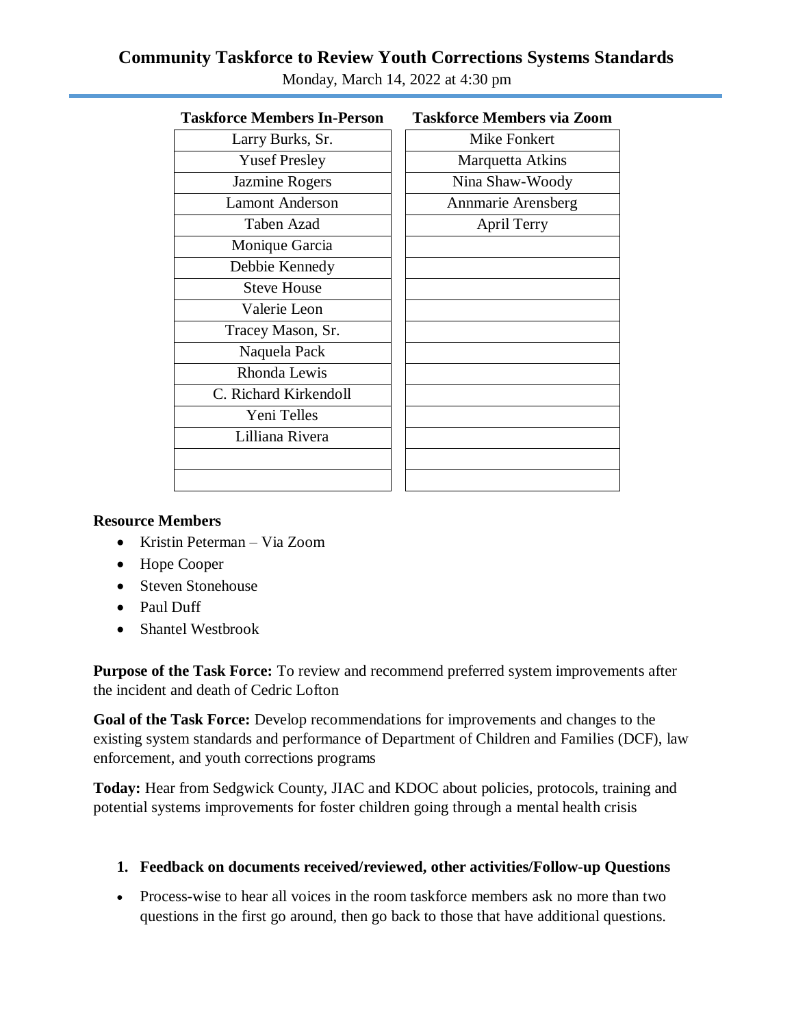# Community Taskforce to Review Youth Corrections Systems Standards

Monday, March 14, 2022 at 4:30 pm

| Taskforce Members In-Person | Taskforce Members via Zoom |
|---|---|
| Larry Burks, Sr. | Mike Fonkert |
| Yusef Presley | Marquetta Atkins |
| Jazmine Rogers | Nina Shaw-Woody |
| Lamont Anderson | Annmarie Arensberg |
| Taben Azad | April Terry |
| Monique Garcia | |
| Debbie Kennedy | |
| Steve House | |
| Valerie Leon | |
| Tracey Mason, Sr. | |
| Naquela Pack | |
| Rhonda Lewis | |
| C. Richard Kirkendoll | |
| Yeni Telles | |
| Lilliana Rivera | |
| | |
| | |

**Resource Members**

- Kristin Peterman – Via Zoom
- Hope Cooper
- Steven Stonehouse
- Paul Duff
- Shantel Westbrook

**Purpose of the Task Force:** To review and recommend preferred system improvements after the incident and death of Cedric Lofton

**Goal of the Task Force:** Develop recommendations for improvements and changes to the existing system standards and performance of Department of Children and Families (DCF), law enforcement, and youth corrections programs

**Today:** Hear from Sedgwick County, JIAC and KDOC about policies, protocols, training and potential systems improvements for foster children going through a mental health crisis

1. **Feedback on documents received/reviewed, other activities/Follow-up Questions**

- Process-wise to hear all voices in the room taskforce members ask no more than two questions in the first go around, then go back to those that have additional questions.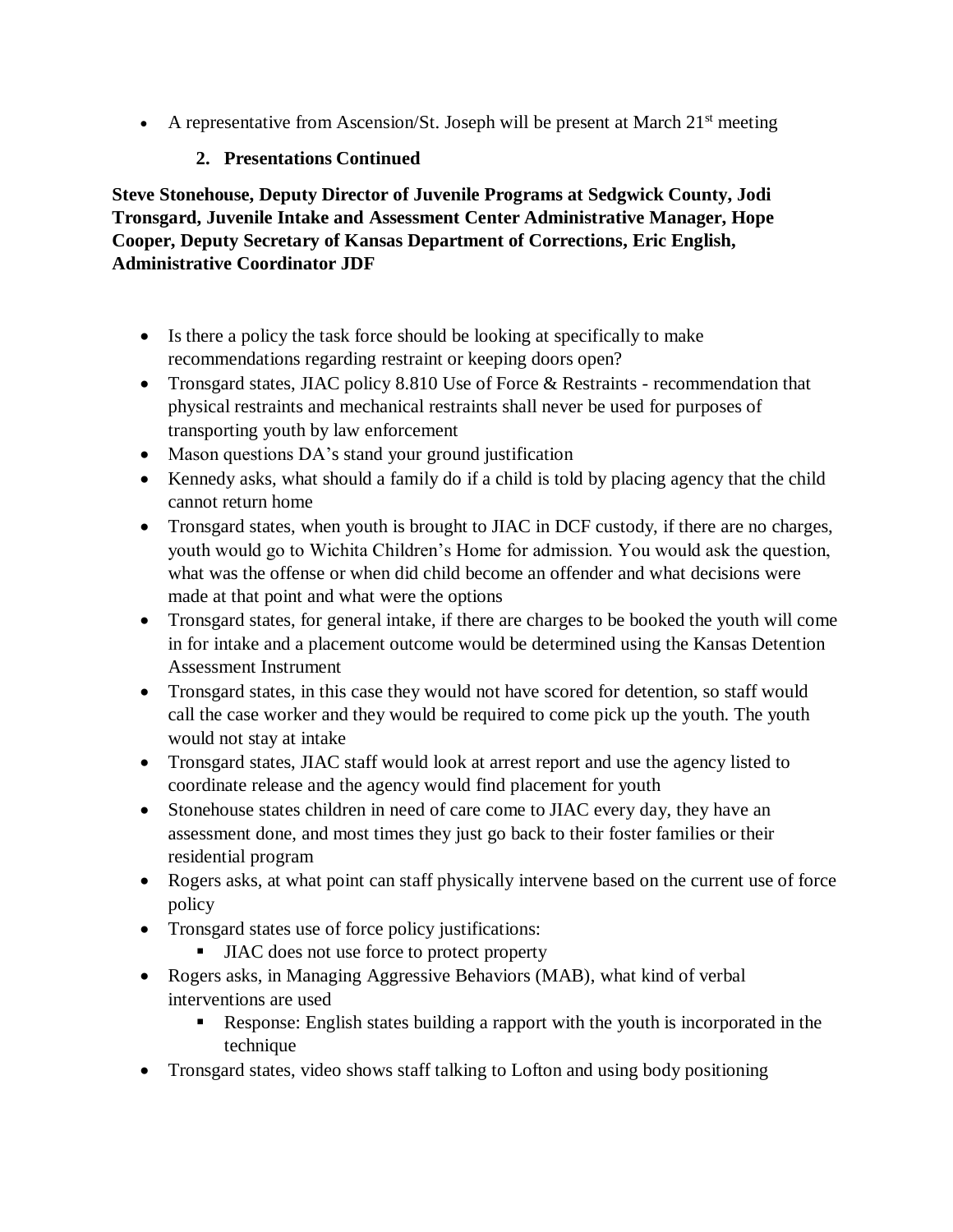- A representative from Ascension/St. Joseph will be present at March 21st meeting

### 2. Presentations Continued

**Steve Stonehouse, Deputy Director of Juvenile Programs at Sedgwick County, Jodi Tronsgard, Juvenile Intake and Assessment Center Administrative Manager, Hope Cooper, Deputy Secretary of Kansas Department of Corrections, Eric English, Administrative Coordinator JDF**

- Is there a policy the task force should be looking at specifically to make recommendations regarding restraint or keeping doors open?
- Tronsgard states, JIAC policy 8.810 Use of Force & Restraints - recommendation that physical restraints and mechanical restraints shall never be used for purposes of transporting youth by law enforcement
- Mason questions DA's stand your ground justification
- Kennedy asks, what should a family do if a child is told by placing agency that the child cannot return home
- Tronsgard states, when youth is brought to JIAC in DCF custody, if there are no charges, youth would go to Wichita Children's Home for admission. You would ask the question, what was the offense or when did child become an offender and what decisions were made at that point and what were the options
- Tronsgard states, for general intake, if there are charges to be booked the youth will come in for intake and a placement outcome would be determined using the Kansas Detention Assessment Instrument
- Tronsgard states, in this case they would not have scored for detention, so staff would call the case worker and they would be required to come pick up the youth. The youth would not stay at intake
- Tronsgard states, JIAC staff would look at arrest report and use the agency listed to coordinate release and the agency would find placement for youth
- Stonehouse states children in need of care come to JIAC every day, they have an assessment done, and most times they just go back to their foster families or their residential program
- Rogers asks, at what point can staff physically intervene based on the current use of force policy
- Tronsgard states use of force policy justifications:
  - JIAC does not use force to protect property
- Rogers asks, in Managing Aggressive Behaviors (MAB), what kind of verbal interventions are used
  - Response: English states building a rapport with the youth is incorporated in the technique
- Tronsgard states, video shows staff talking to Lofton and using body positioning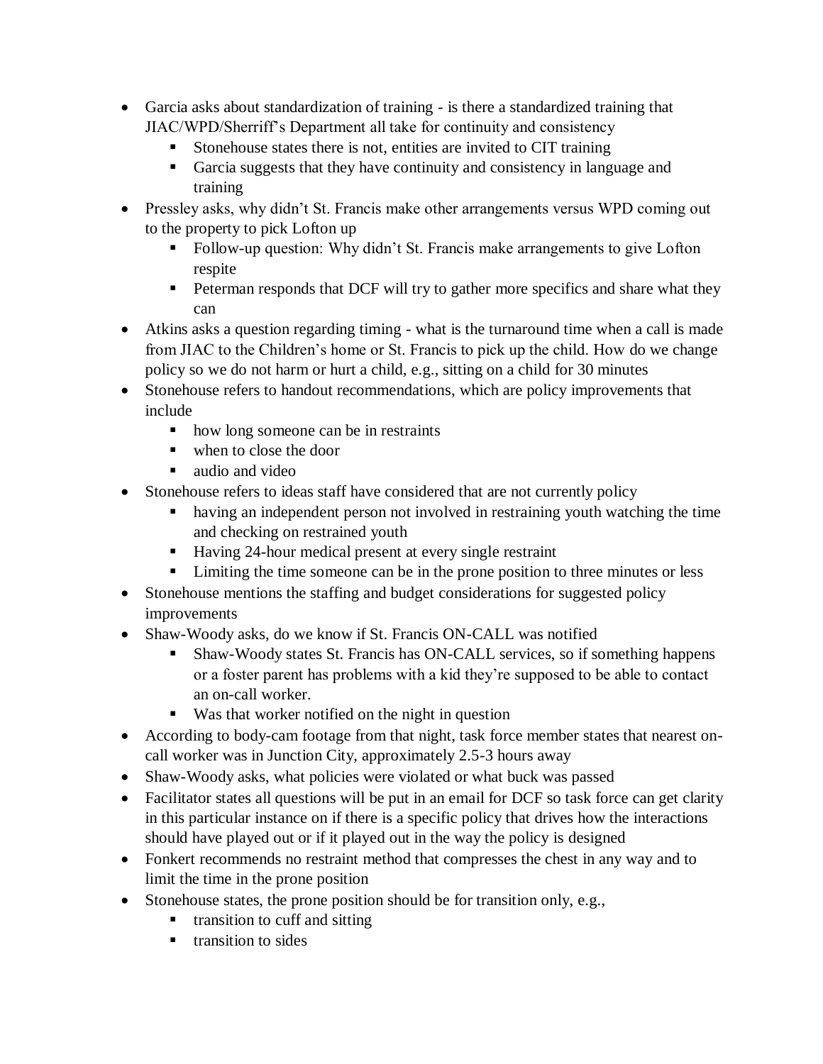- Garcia asks about standardization of training - is there a standardized training that JIAC/WPD/Sherriff's Department all take for continuity and consistency
    - Stonehouse states there is not, entities are invited to CIT training
    - Garcia suggests that they have continuity and consistency in language and training
- Pressley asks, why didn't St. Francis make other arrangements versus WPD coming out to the property to pick Lofton up
    - Follow-up question: Why didn't St. Francis make arrangements to give Lofton respite
    - Peterman responds that DCF will try to gather more specifics and share what they can
- Atkins asks a question regarding timing - what is the turnaround time when a call is made from JIAC to the Children's home or St. Francis to pick up the child. How do we change policy so we do not harm or hurt a child, e.g., sitting on a child for 30 minutes
- Stonehouse refers to handout recommendations, which are policy improvements that include
    - how long someone can be in restraints
    - when to close the door
    - audio and video
- Stonehouse refers to ideas staff have considered that are not currently policy
    - having an independent person not involved in restraining youth watching the time and checking on restrained youth
    - Having 24-hour medical present at every single restraint
    - Limiting the time someone can be in the prone position to three minutes or less
- Stonehouse mentions the staffing and budget considerations for suggested policy improvements
- Shaw-Woody asks, do we know if St. Francis ON-CALL was notified
    - Shaw-Woody states St. Francis has ON-CALL services, so if something happens or a foster parent has problems with a kid they're supposed to be able to contact an on-call worker.
    - Was that worker notified on the night in question
- According to body-cam footage from that night, task force member states that nearest on-call worker was in Junction City, approximately 2.5-3 hours away
- Shaw-Woody asks, what policies were violated or what buck was passed
- Facilitator states all questions will be put in an email for DCF so task force can get clarity in this particular instance on if there is a specific policy that drives how the interactions should have played out or if it played out in the way the policy is designed
- Fonkert recommends no restraint method that compresses the chest in any way and to limit the time in the prone position
- Stonehouse states, the prone position should be for transition only, e.g.,
    - transition to cuff and sitting
    - transition to sides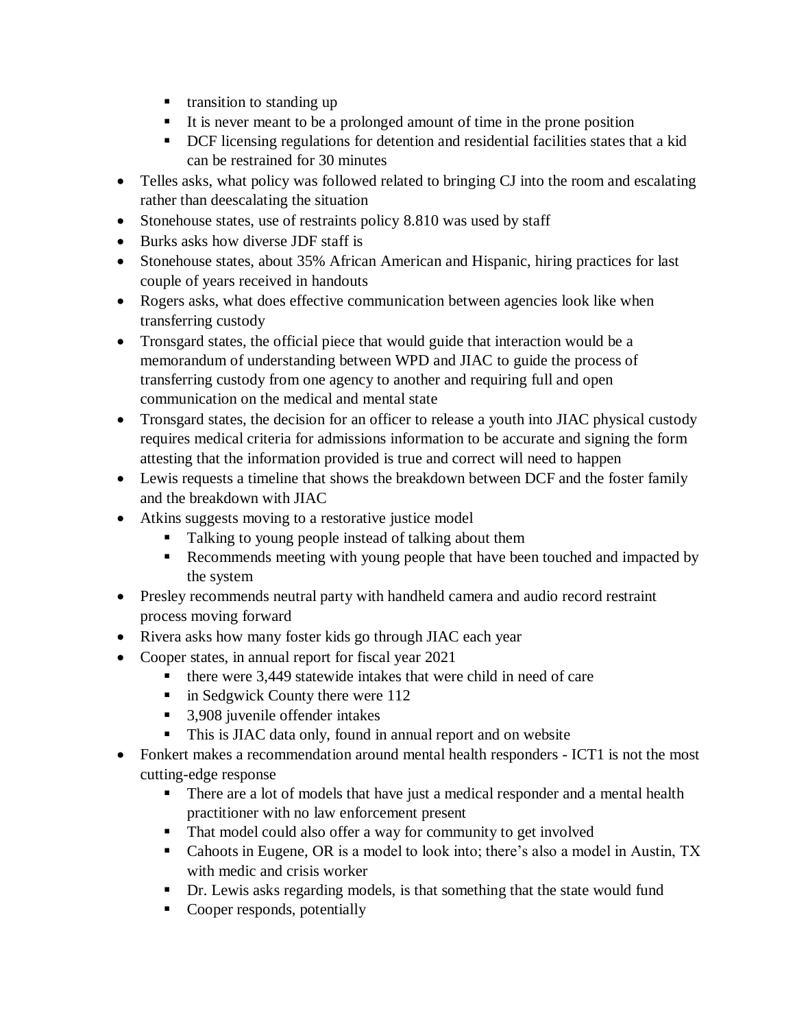- transition to standing up
    - It is never meant to be a prolonged amount of time in the prone position
    - DCF licensing regulations for detention and residential facilities states that a kid can be restrained for 30 minutes
- Telles asks, what policy was followed related to bringing CJ into the room and escalating rather than deescalating the situation
- Stonehouse states, use of restraints policy 8.810 was used by staff
- Burks asks how diverse JDF staff is
- Stonehouse states, about 35% African American and Hispanic, hiring practices for last couple of years received in handouts
- Rogers asks, what does effective communication between agencies look like when transferring custody
- Tronsgard states, the official piece that would guide that interaction would be a memorandum of understanding between WPD and JIAC to guide the process of transferring custody from one agency to another and requiring full and open communication on the medical and mental state
- Tronsgard states, the decision for an officer to release a youth into JIAC physical custody requires medical criteria for admissions information to be accurate and signing the form attesting that the information provided is true and correct will need to happen
- Lewis requests a timeline that shows the breakdown between DCF and the foster family and the breakdown with JIAC
- Atkins suggests moving to a restorative justice model
    - Talking to young people instead of talking about them
    - Recommends meeting with young people that have been touched and impacted by the system
- Presley recommends neutral party with handheld camera and audio record restraint process moving forward
- Rivera asks how many foster kids go through JIAC each year
- Cooper states, in annual report for fiscal year 2021
    - there were 3,449 statewide intakes that were child in need of care
    - in Sedgwick County there were 112
    - 3,908 juvenile offender intakes
    - This is JIAC data only, found in annual report and on website
- Fonkert makes a recommendation around mental health responders - ICT1 is not the most cutting-edge response
    - There are a lot of models that have just a medical responder and a mental health practitioner with no law enforcement present
    - That model could also offer a way for community to get involved
    - Cahoots in Eugene, OR is a model to look into; there's also a model in Austin, TX with medic and crisis worker
    - Dr. Lewis asks regarding models, is that something that the state would fund
    - Cooper responds, potentially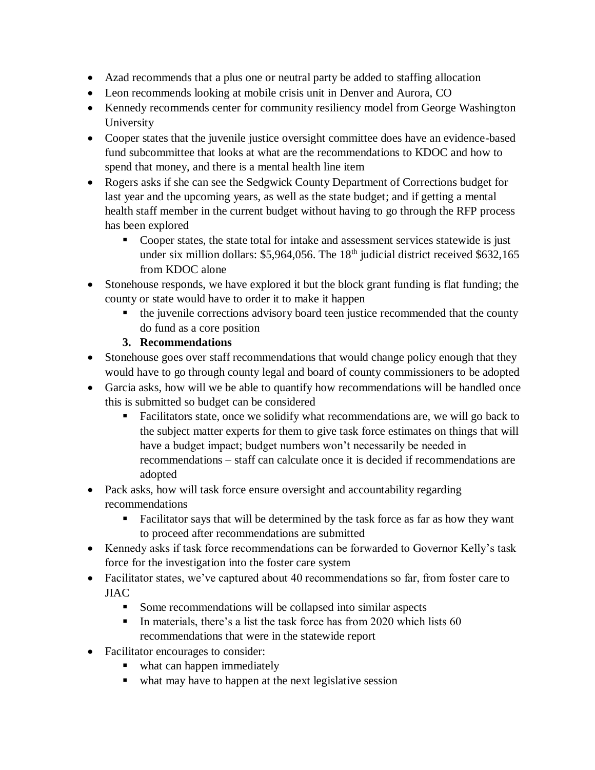- Azad recommends that a plus one or neutral party be added to staffing allocation
- Leon recommends looking at mobile crisis unit in Denver and Aurora, CO
- Kennedy recommends center for community resiliency model from George Washington University
- Cooper states that the juvenile justice oversight committee does have an evidence-based fund subcommittee that looks at what are the recommendations to KDOC and how to spend that money, and there is a mental health line item
- Rogers asks if she can see the Sedgwick County Department of Corrections budget for last year and the upcoming years, as well as the state budget; and if getting a mental health staff member in the current budget without having to go through the RFP process has been explored
    - Cooper states, the state total for intake and assessment services statewide is just under six million dollars: $5,964,056. The 18th judicial district received $632,165 from KDOC alone
- Stonehouse responds, we have explored it but the block grant funding is flat funding; the county or state would have to order it to make it happen
    - the juvenile corrections advisory board teen justice recommended that the county do fund as a core position

### 3. Recommendations

- Stonehouse goes over staff recommendations that would change policy enough that they would have to go through county legal and board of county commissioners to be adopted
- Garcia asks, how will we be able to quantify how recommendations will be handled once this is submitted so budget can be considered
    - Facilitators state, once we solidify what recommendations are, we will go back to the subject matter experts for them to give task force estimates on things that will have a budget impact; budget numbers won't necessarily be needed in recommendations – staff can calculate once it is decided if recommendations are adopted
- Pack asks, how will task force ensure oversight and accountability regarding recommendations
    - Facilitator says that will be determined by the task force as far as how they want to proceed after recommendations are submitted
- Kennedy asks if task force recommendations can be forwarded to Governor Kelly's task force for the investigation into the foster care system
- Facilitator states, we've captured about 40 recommendations so far, from foster care to JIAC
    - Some recommendations will be collapsed into similar aspects
    - In materials, there's a list the task force has from 2020 which lists 60 recommendations that were in the statewide report
- Facilitator encourages to consider:
    - what can happen immediately
    - what may have to happen at the next legislative session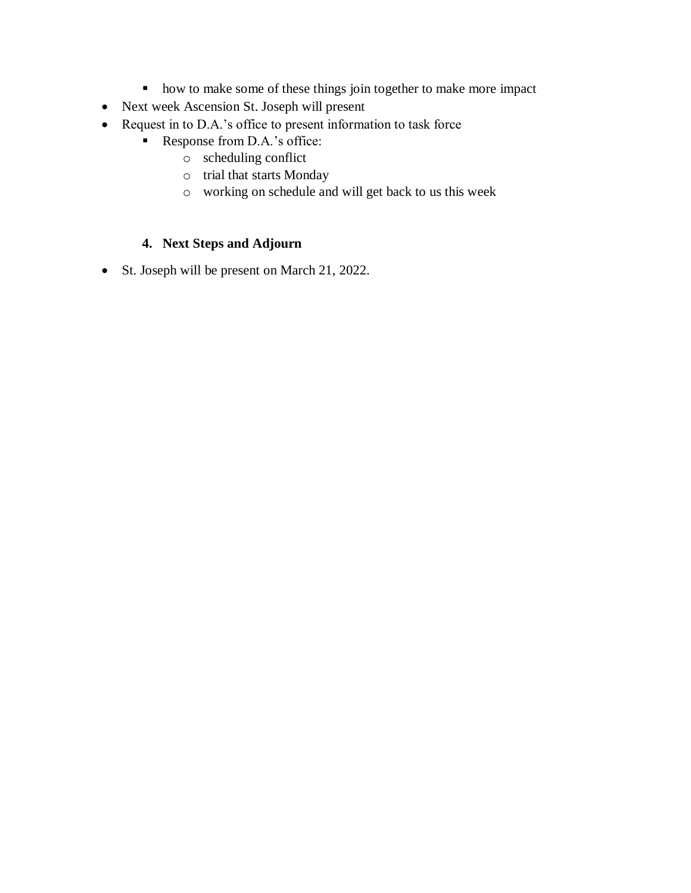- how to make some of these things join together to make more impact
- Next week Ascension St. Joseph will present
- Request in to D.A.'s office to present information to task force
    - Response from D.A.'s office:
        - scheduling conflict
        - trial that starts Monday
        - working on schedule and will get back to us this week

**4. Next Steps and Adjourn**

- St. Joseph will be present on March 21, 2022.